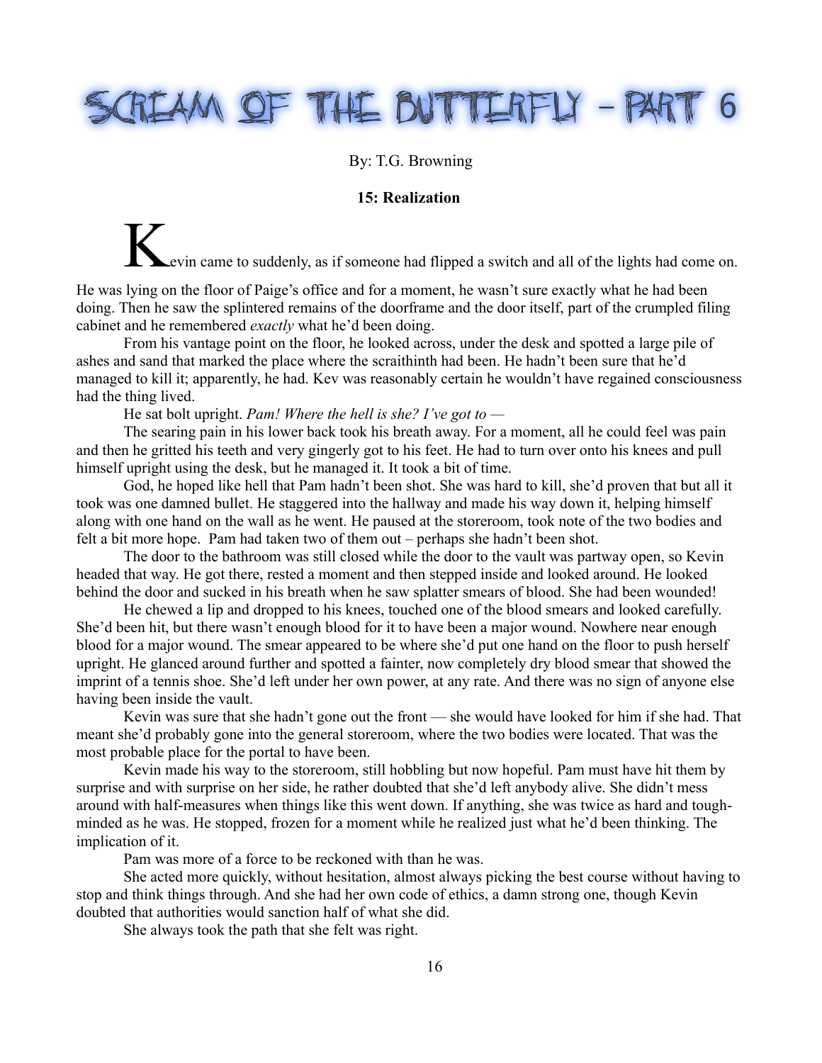# Scream of the Butterfly – Part 6

By: T.G. Browning

### 15: Realization

Kevin came to suddenly, as if someone had flipped a switch and all of the lights had come on. He was lying on the floor of Paige's office and for a moment, he wasn't sure exactly what he had been doing. Then he saw the splintered remains of the doorframe and the door itself, part of the crumpled filing cabinet and he remembered *exactly* what he'd been doing.

From his vantage point on the floor, he looked across, under the desk and spotted a large pile of ashes and sand that marked the place where the scraithinth had been. He hadn't been sure that he'd managed to kill it; apparently, he had. Kev was reasonably certain he wouldn't have regained consciousness had the thing lived.

He sat bolt upright. *Pam! Where the hell is she? I've got to —*

The searing pain in his lower back took his breath away. For a moment, all he could feel was pain and then he gritted his teeth and very gingerly got to his feet. He had to turn over onto his knees and pull himself upright using the desk, but he managed it. It took a bit of time.

God, he hoped like hell that Pam hadn't been shot. She was hard to kill, she'd proven that but all it took was one damned bullet. He staggered into the hallway and made his way down it, helping himself along with one hand on the wall as he went. He paused at the storeroom, took note of the two bodies and felt a bit more hope. Pam had taken two of them out – perhaps she hadn't been shot.

The door to the bathroom was still closed while the door to the vault was partway open, so Kevin headed that way. He got there, rested a moment and then stepped inside and looked around. He looked behind the door and sucked in his breath when he saw splatter smears of blood. She had been wounded!

He chewed a lip and dropped to his knees, touched one of the blood smears and looked carefully. She'd been hit, but there wasn't enough blood for it to have been a major wound. Nowhere near enough blood for a major wound. The smear appeared to be where she'd put one hand on the floor to push herself upright. He glanced around further and spotted a fainter, now completely dry blood smear that showed the imprint of a tennis shoe. She'd left under her own power, at any rate. And there was no sign of anyone else having been inside the vault.

Kevin was sure that she hadn't gone out the front — she would have looked for him if she had. That meant she'd probably gone into the general storeroom, where the two bodies were located. That was the most probable place for the portal to have been.

Kevin made his way to the storeroom, still hobbling but now hopeful. Pam must have hit them by surprise and with surprise on her side, he rather doubted that she'd left anybody alive. She didn't mess around with half-measures when things like this went down. If anything, she was twice as hard and tough-minded as he was. He stopped, frozen for a moment while he realized just what he'd been thinking. The implication of it.

Pam was more of a force to be reckoned with than he was.

She acted more quickly, without hesitation, almost always picking the best course without having to stop and think things through. And she had her own code of ethics, a damn strong one, though Kevin doubted that authorities would sanction half of what she did.

She always took the path that she felt was right.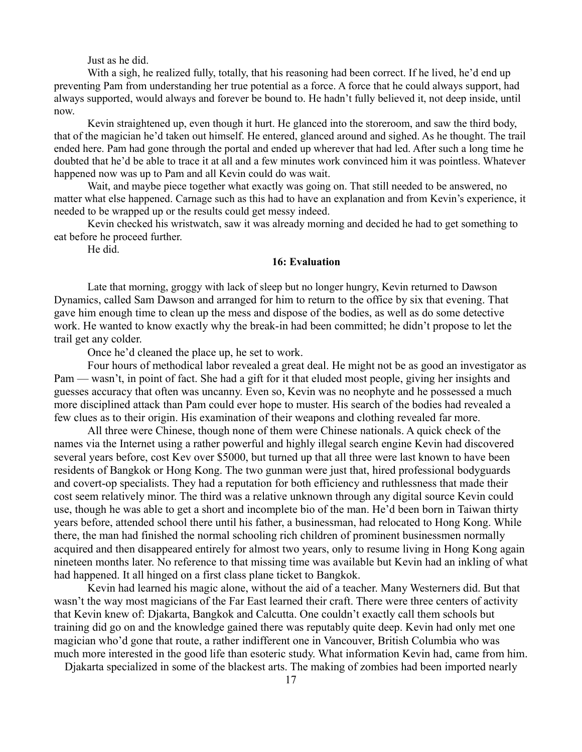Just as he did.

With a sigh, he realized fully, totally, that his reasoning had been correct. If he lived, he'd end up preventing Pam from understanding her true potential as a force. A force that he could always support, had always supported, would always and forever be bound to. He hadn't fully believed it, not deep inside, until now.

Kevin straightened up, even though it hurt. He glanced into the storeroom, and saw the third body, that of the magician he'd taken out himself. He entered, glanced around and sighed. As he thought. The trail ended here. Pam had gone through the portal and ended up wherever that had led. After such a long time he doubted that he'd be able to trace it at all and a few minutes work convinced him it was pointless. Whatever happened now was up to Pam and all Kevin could do was wait.

Wait, and maybe piece together what exactly was going on. That still needed to be answered, no matter what else happened. Carnage such as this had to have an explanation and from Kevin's experience, it needed to be wrapped up or the results could get messy indeed.

Kevin checked his wristwatch, saw it was already morning and decided he had to get something to eat before he proceed further.

He did.

## 16: Evaluation

Late that morning, groggy with lack of sleep but no longer hungry, Kevin returned to Dawson Dynamics, called Sam Dawson and arranged for him to return to the office by six that evening. That gave him enough time to clean up the mess and dispose of the bodies, as well as do some detective work. He wanted to know exactly why the break-in had been committed; he didn't propose to let the trail get any colder.

Once he'd cleaned the place up, he set to work.

Four hours of methodical labor revealed a great deal. He might not be as good an investigator as Pam — wasn't, in point of fact. She had a gift for it that eluded most people, giving her insights and guesses accuracy that often was uncanny. Even so, Kevin was no neophyte and he possessed a much more disciplined attack than Pam could ever hope to muster. His search of the bodies had revealed a few clues as to their origin. His examination of their weapons and clothing revealed far more.

All three were Chinese, though none of them were Chinese nationals. A quick check of the names via the Internet using a rather powerful and highly illegal search engine Kevin had discovered several years before, cost Kev over $5000, but turned up that all three were last known to have been residents of Bangkok or Hong Kong. The two gunman were just that, hired professional bodyguards and covert-op specialists. They had a reputation for both efficiency and ruthlessness that made their cost seem relatively minor. The third was a relative unknown through any digital source Kevin could use, though he was able to get a short and incomplete bio of the man. He'd been born in Taiwan thirty years before, attended school there until his father, a businessman, had relocated to Hong Kong. While there, the man had finished the normal schooling rich children of prominent businessmen normally acquired and then disappeared entirely for almost two years, only to resume living in Hong Kong again nineteen months later. No reference to that missing time was available but Kevin had an inkling of what had happened. It all hinged on a first class plane ticket to Bangkok.

Kevin had learned his magic alone, without the aid of a teacher. Many Westerners did. But that wasn't the way most magicians of the Far East learned their craft. There were three centers of activity that Kevin knew of: Djakarta, Bangkok and Calcutta. One couldn't exactly call them schools but training did go on and the knowledge gained there was reputably quite deep. Kevin had only met one magician who'd gone that route, a rather indifferent one in Vancouver, British Columbia who was much more interested in the good life than esoteric study. What information Kevin had, came from him.

Djakarta specialized in some of the blackest arts. The making of zombies had been imported nearly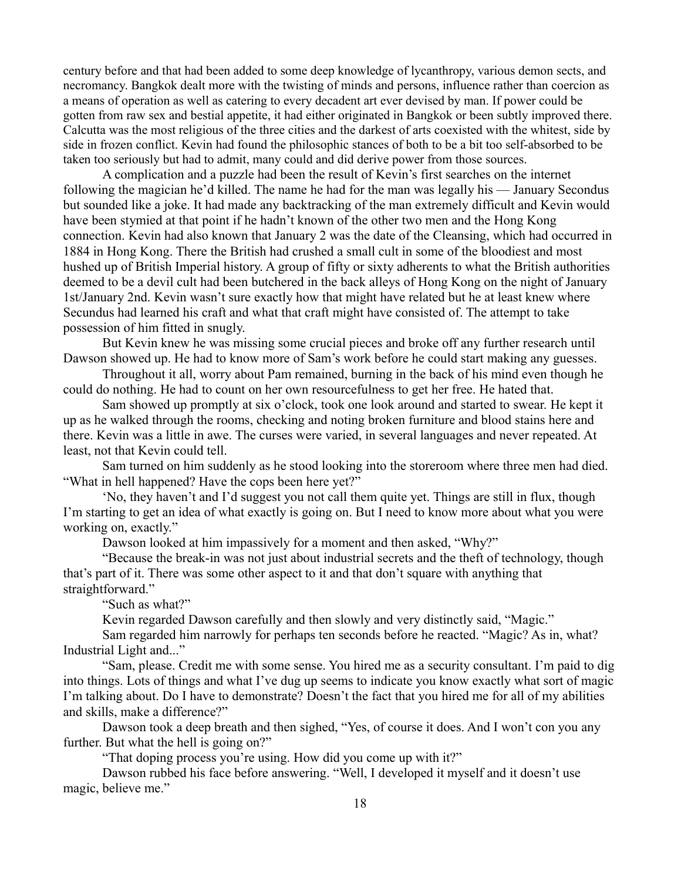century before and that had been added to some deep knowledge of lycanthropy, various demon sects, and necromancy. Bangkok dealt more with the twisting of minds and persons, influence rather than coercion as a means of operation as well as catering to every decadent art ever devised by man. If power could be gotten from raw sex and bestial appetite, it had either originated in Bangkok or been subtly improved there. Calcutta was the most religious of the three cities and the darkest of arts coexisted with the whitest, side by side in frozen conflict. Kevin had found the philosophic stances of both to be a bit too self-absorbed to be taken too seriously but had to admit, many could and did derive power from those sources.

A complication and a puzzle had been the result of Kevin's first searches on the internet following the magician he'd killed. The name he had for the man was legally his — January Secondus but sounded like a joke. It had made any backtracking of the man extremely difficult and Kevin would have been stymied at that point if he hadn't known of the other two men and the Hong Kong connection. Kevin had also known that January 2 was the date of the Cleansing, which had occurred in 1884 in Hong Kong. There the British had crushed a small cult in some of the bloodiest and most hushed up of British Imperial history. A group of fifty or sixty adherents to what the British authorities deemed to be a devil cult had been butchered in the back alleys of Hong Kong on the night of January 1st/January 2nd. Kevin wasn't sure exactly how that might have related but he at least knew where Secundus had learned his craft and what that craft might have consisted of. The attempt to take possession of him fitted in snugly.

But Kevin knew he was missing some crucial pieces and broke off any further research until Dawson showed up. He had to know more of Sam's work before he could start making any guesses.

Throughout it all, worry about Pam remained, burning in the back of his mind even though he could do nothing. He had to count on her own resourcefulness to get her free. He hated that.

Sam showed up promptly at six o'clock, took one look around and started to swear. He kept it up as he walked through the rooms, checking and noting broken furniture and blood stains here and there. Kevin was a little in awe. The curses were varied, in several languages and never repeated. At least, not that Kevin could tell.

Sam turned on him suddenly as he stood looking into the storeroom where three men had died. "What in hell happened? Have the cops been here yet?"

'No, they haven't and I'd suggest you not call them quite yet. Things are still in flux, though I'm starting to get an idea of what exactly is going on. But I need to know more about what you were working on, exactly."

Dawson looked at him impassively for a moment and then asked, "Why?"

"Because the break-in was not just about industrial secrets and the theft of technology, though that's part of it. There was some other aspect to it and that don't square with anything that straightforward."

"Such as what?"

Kevin regarded Dawson carefully and then slowly and very distinctly said, "Magic."

Sam regarded him narrowly for perhaps ten seconds before he reacted. "Magic? As in, what? Industrial Light and..."

"Sam, please. Credit me with some sense. You hired me as a security consultant. I'm paid to dig into things. Lots of things and what I've dug up seems to indicate you know exactly what sort of magic I'm talking about. Do I have to demonstrate? Doesn't the fact that you hired me for all of my abilities and skills, make a difference?"

Dawson took a deep breath and then sighed, "Yes, of course it does. And I won't con you any further. But what the hell is going on?"

"That doping process you're using. How did you come up with it?"

Dawson rubbed his face before answering. "Well, I developed it myself and it doesn't use magic, believe me."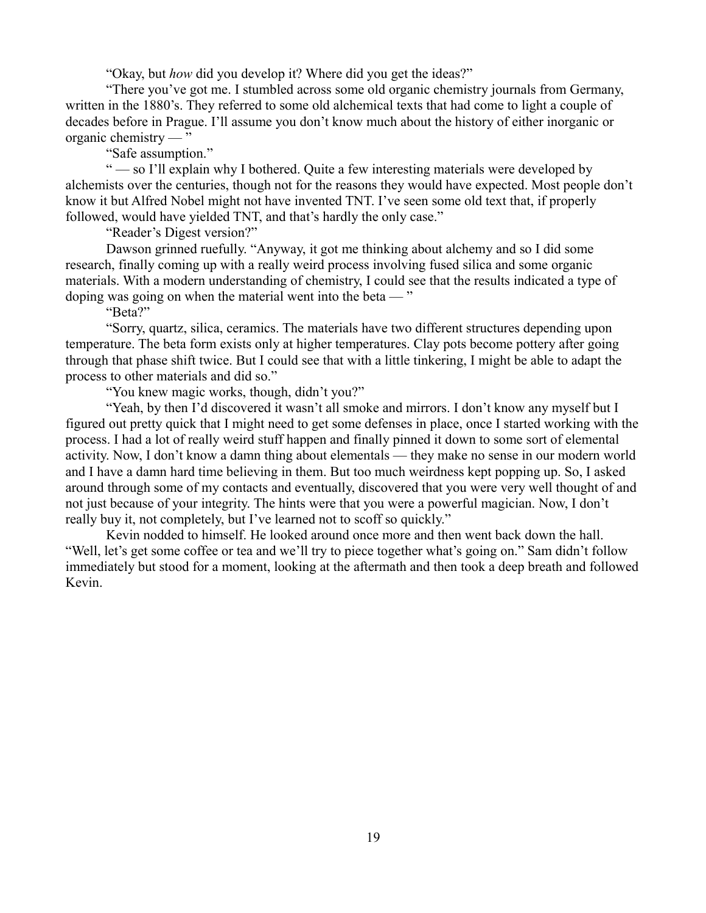"Okay, but *how* did you develop it? Where did you get the ideas?"

"There you've got me. I stumbled across some old organic chemistry journals from Germany, written in the 1880's. They referred to some old alchemical texts that had come to light a couple of decades before in Prague. I'll assume you don't know much about the history of either inorganic or organic chemistry — "

"Safe assumption."

" — so I'll explain why I bothered. Quite a few interesting materials were developed by alchemists over the centuries, though not for the reasons they would have expected. Most people don't know it but Alfred Nobel might not have invented TNT. I've seen some old text that, if properly followed, would have yielded TNT, and that's hardly the only case."

"Reader's Digest version?"

Dawson grinned ruefully. "Anyway, it got me thinking about alchemy and so I did some research, finally coming up with a really weird process involving fused silica and some organic materials. With a modern understanding of chemistry, I could see that the results indicated a type of doping was going on when the material went into the beta — "

"Beta?"

"Sorry, quartz, silica, ceramics. The materials have two different structures depending upon temperature. The beta form exists only at higher temperatures. Clay pots become pottery after going through that phase shift twice. But I could see that with a little tinkering, I might be able to adapt the process to other materials and did so."

"You knew magic works, though, didn't you?"

"Yeah, by then I'd discovered it wasn't all smoke and mirrors. I don't know any myself but I figured out pretty quick that I might need to get some defenses in place, once I started working with the process. I had a lot of really weird stuff happen and finally pinned it down to some sort of elemental activity. Now, I don't know a damn thing about elementals — they make no sense in our modern world and I have a damn hard time believing in them. But too much weirdness kept popping up. So, I asked around through some of my contacts and eventually, discovered that you were very well thought of and not just because of your integrity. The hints were that you were a powerful magician. Now, I don't really buy it, not completely, but I've learned not to scoff so quickly."

Kevin nodded to himself. He looked around once more and then went back down the hall. "Well, let's get some coffee or tea and we'll try to piece together what's going on." Sam didn't follow immediately but stood for a moment, looking at the aftermath and then took a deep breath and followed Kevin.